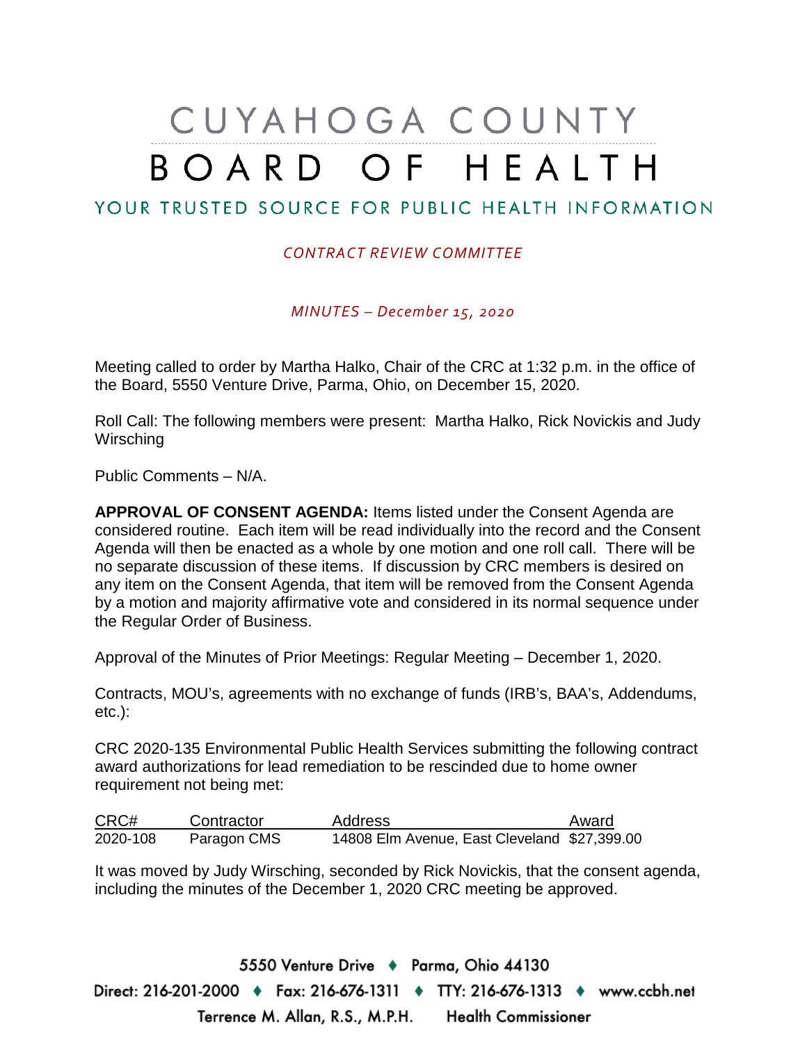# CUYAHOGA COUNTY BOARD OF HEALTH

YOUR TRUSTED SOURCE FOR PUBLIC HEALTH INFORMATION

*CONTRACT REVIEW COMMITTEE*

*MINUTES – December 15, 2020*

Meeting called to order by Martha Halko, Chair of the CRC at 1:32 p.m. in the office of the Board, 5550 Venture Drive, Parma, Ohio, on December 15, 2020.

Roll Call: The following members were present: Martha Halko, Rick Novickis and Judy Wirsching

Public Comments – N/A.

**APPROVAL OF CONSENT AGENDA:** Items listed under the Consent Agenda are considered routine. Each item will be read individually into the record and the Consent Agenda will then be enacted as a whole by one motion and one roll call. There will be no separate discussion of these items. If discussion by CRC members is desired on any item on the Consent Agenda, that item will be removed from the Consent Agenda by a motion and majority affirmative vote and considered in its normal sequence under the Regular Order of Business.

Approval of the Minutes of Prior Meetings: Regular Meeting – December 1, 2020.

Contracts, MOU's, agreements with no exchange of funds (IRB's, BAA's, Addendums, etc.):

CRC 2020-135 Environmental Public Health Services submitting the following contract award authorizations for lead remediation to be rescinded due to home owner requirement not being met:

| CRC# | Contractor | Address | Award |
|---|---|---|---|
| 2020-108 | Paragon CMS | 14808 Elm Avenue, East Cleveland | $27,399.00 |

It was moved by Judy Wirsching, seconded by Rick Novickis, that the consent agenda, including the minutes of the December 1, 2020 CRC meeting be approved.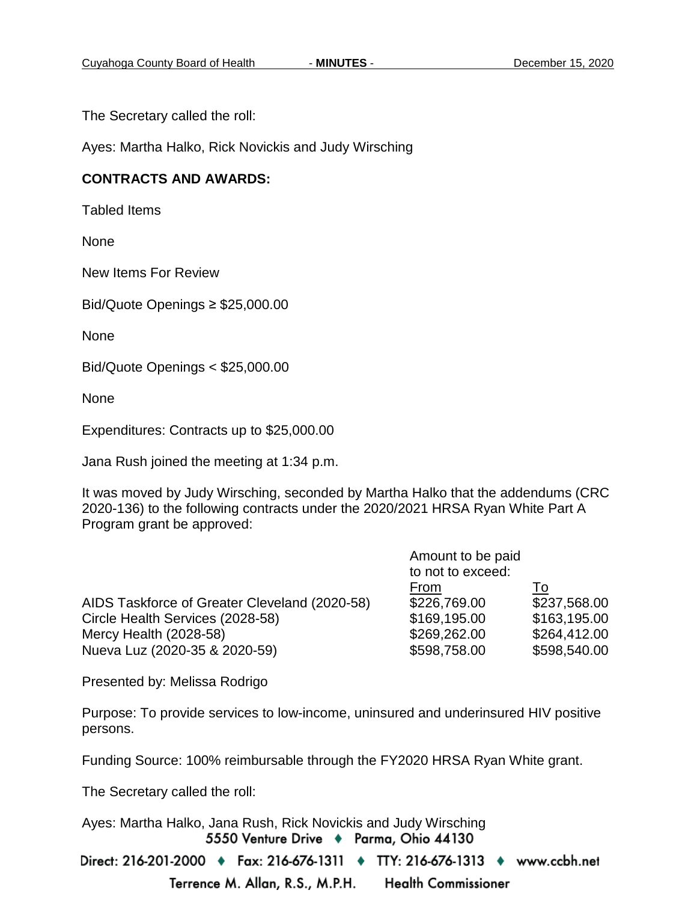The Secretary called the roll:

Ayes: Martha Halko, Rick Novickis and Judy Wirsching

**CONTRACTS AND AWARDS:**

Tabled Items

None

New Items For Review

Bid/Quote Openings ≥ $25,000.00

None

Bid/Quote Openings < $25,000.00

None

Expenditures: Contracts up to $25,000.00

Jana Rush joined the meeting at 1:34 p.m.

It was moved by Judy Wirsching, seconded by Martha Halko that the addendums (CRC 2020-136) to the following contracts under the 2020/2021 HRSA Ryan White Part A Program grant be approved:

| | Amount to be paid to not to exceed: From | To |
|---|---|---|
| AIDS Taskforce of Greater Cleveland (2020-58) | $226,769.00 | $237,568.00 |
| Circle Health Services (2028-58) | $169,195.00 | $163,195.00 |
| Mercy Health (2028-58) | $269,262.00 | $264,412.00 |
| Nueva Luz (2020-35 & 2020-59) | $598,758.00 | $598,540.00 |

Presented by: Melissa Rodrigo

Purpose: To provide services to low-income, uninsured and underinsured HIV positive persons.

Funding Source: 100% reimbursable through the FY2020 HRSA Ryan White grant.

The Secretary called the roll:

Ayes: Martha Halko, Jana Rush, Rick Novickis and Judy Wirsching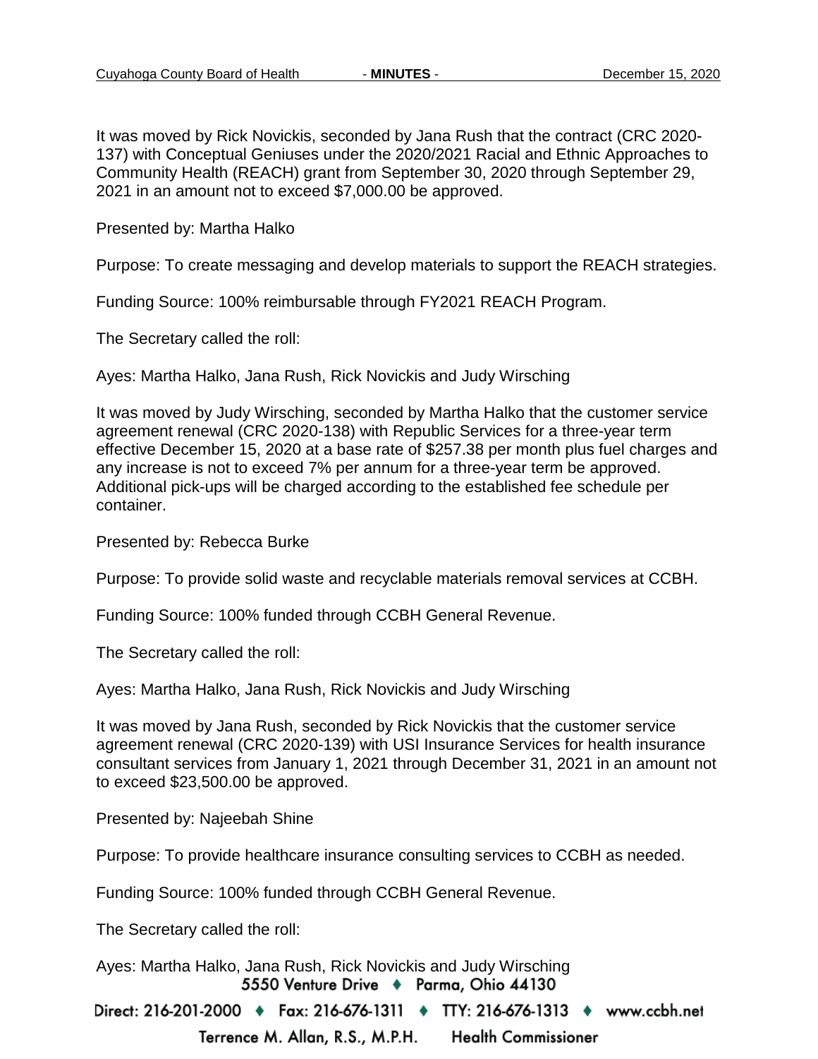It was moved by Rick Novickis, seconded by Jana Rush that the contract (CRC 2020-137) with Conceptual Geniuses under the 2020/2021 Racial and Ethnic Approaches to Community Health (REACH) grant from September 30, 2020 through September 29, 2021 in an amount not to exceed $7,000.00 be approved.

Presented by: Martha Halko

Purpose: To create messaging and develop materials to support the REACH strategies.

Funding Source: 100% reimbursable through FY2021 REACH Program.

The Secretary called the roll:

Ayes: Martha Halko, Jana Rush, Rick Novickis and Judy Wirsching

It was moved by Judy Wirsching, seconded by Martha Halko that the customer service agreement renewal (CRC 2020-138) with Republic Services for a three-year term effective December 15, 2020 at a base rate of $257.38 per month plus fuel charges and any increase is not to exceed 7% per annum for a three-year term be approved. Additional pick-ups will be charged according to the established fee schedule per container.

Presented by: Rebecca Burke

Purpose: To provide solid waste and recyclable materials removal services at CCBH.

Funding Source: 100% funded through CCBH General Revenue.

The Secretary called the roll:

Ayes: Martha Halko, Jana Rush, Rick Novickis and Judy Wirsching

It was moved by Jana Rush, seconded by Rick Novickis that the customer service agreement renewal (CRC 2020-139) with USI Insurance Services for health insurance consultant services from January 1, 2021 through December 31, 2021 in an amount not to exceed $23,500.00 be approved.

Presented by: Najeebah Shine

Purpose: To provide healthcare insurance consulting services to CCBH as needed.

Funding Source: 100% funded through CCBH General Revenue.

The Secretary called the roll:

Ayes: Martha Halko, Jana Rush, Rick Novickis and Judy Wirsching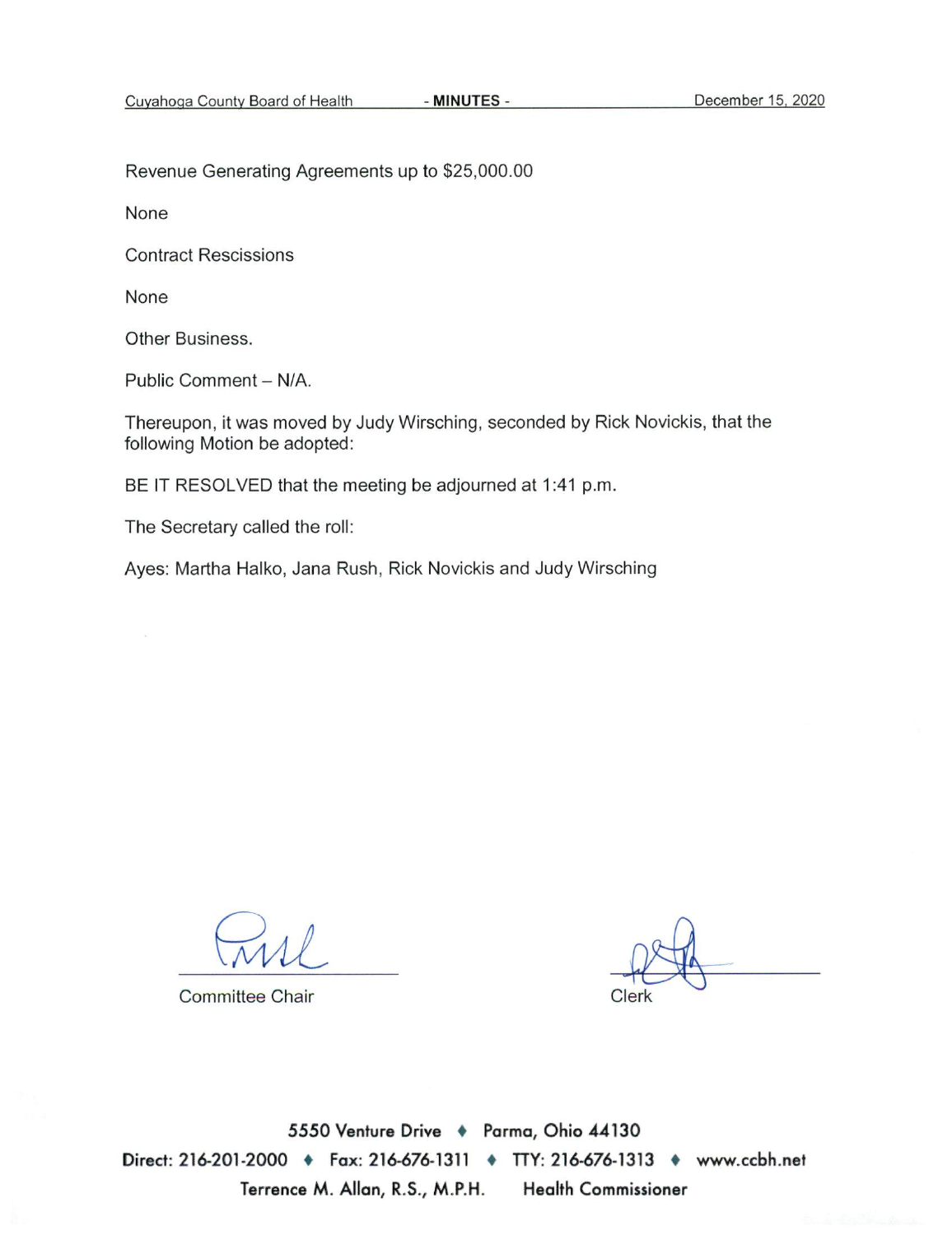Revenue Generating Agreements up to $25,000.00

None

Contract Rescissions

None

Other Business.

Public Comment – N/A.

Thereupon, it was moved by Judy Wirsching, seconded by Rick Novickis, that the following Motion be adopted:

BE IT RESOLVED that the meeting be adjourned at 1:41 p.m.

The Secretary called the roll:

Ayes: Martha Halko, Jana Rush, Rick Novickis and Judy Wirsching

Committee Chair

Clerk

5550 Venture Drive ♦ Parma, Ohio 44130

Direct: 216-201-2000 ♦ Fax: 216-676-1311 ♦ TTY: 216-676-1313 ♦ www.ccbh.net

Terrence M. Allan, R.S., M.P.H. Health Commissioner